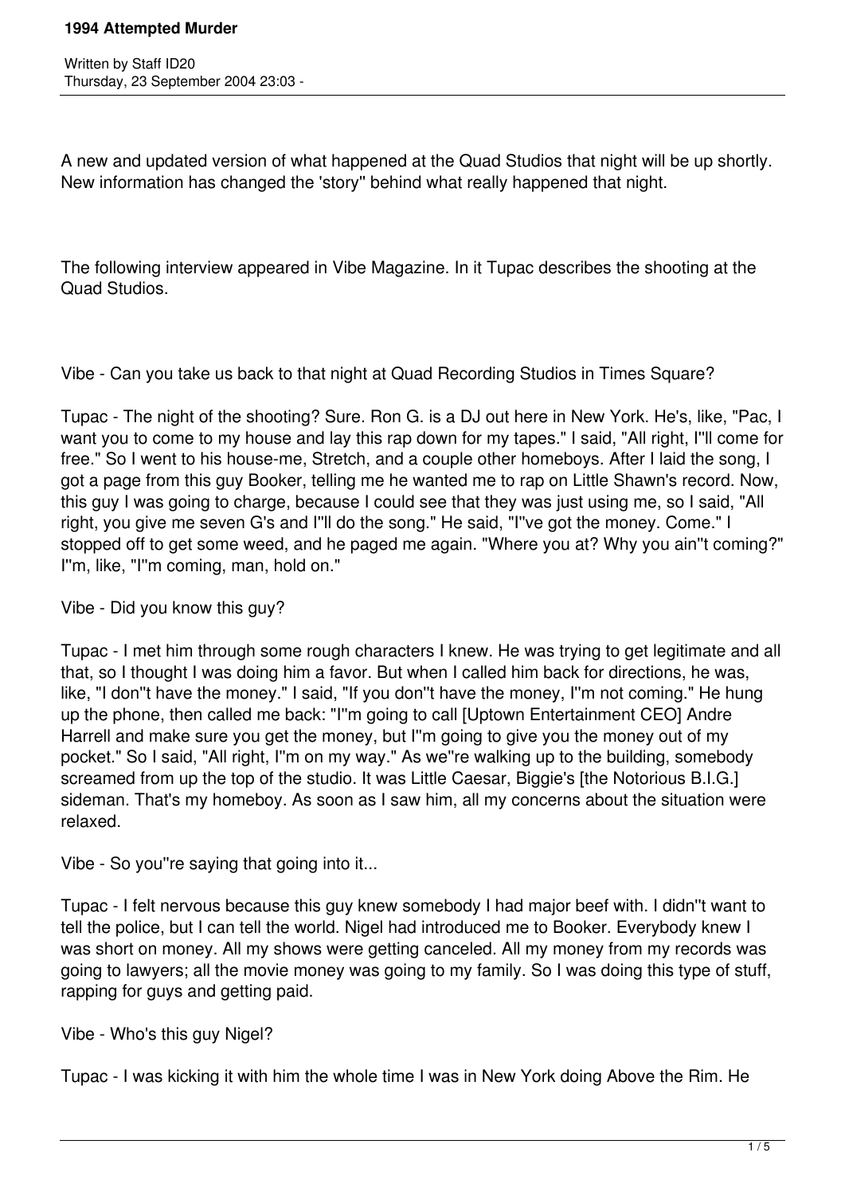# 1994 Attempted Murder

Written by Staff ID20
Thursday, 23 September 2004 23:03 -

A new and updated version of what happened at the Quad Studios that night will be up shortly. New information has changed the 'story'' behind what really happened that night.

The following interview appeared in Vibe Magazine. In it Tupac describes the shooting at the Quad Studios.

Vibe - Can you take us back to that night at Quad Recording Studios in Times Square?

Tupac - The night of the shooting? Sure. Ron G. is a DJ out here in New York. He's, like, "Pac, I want you to come to my house and lay this rap down for my tapes." I said, "All right, I''ll come for free." So I went to his house-me, Stretch, and a couple other homeboys. After I laid the song, I got a page from this guy Booker, telling me he wanted me to rap on Little Shawn's record. Now, this guy I was going to charge, because I could see that they was just using me, so I said, "All right, you give me seven G's and I''ll do the song." He said, "I''ve got the money. Come." I stopped off to get some weed, and he paged me again. "Where you at? Why you ain''t coming?" I''m, like, "I''m coming, man, hold on."

Vibe - Did you know this guy?

Tupac - I met him through some rough characters I knew. He was trying to get legitimate and all that, so I thought I was doing him a favor. But when I called him back for directions, he was, like, "I don''t have the money." I said, "If you don''t have the money, I''m not coming." He hung up the phone, then called me back: "I''m going to call [Uptown Entertainment CEO] Andre Harrell and make sure you get the money, but I''m going to give you the money out of my pocket." So I said, "All right, I''m on my way." As we''re walking up to the building, somebody screamed from up the top of the studio. It was Little Caesar, Biggie's [the Notorious B.I.G.] sideman. That's my homeboy. As soon as I saw him, all my concerns about the situation were relaxed.

Vibe - So you''re saying that going into it...

Tupac - I felt nervous because this guy knew somebody I had major beef with. I didn''t want to tell the police, but I can tell the world. Nigel had introduced me to Booker. Everybody knew I was short on money. All my shows were getting canceled. All my money from my records was going to lawyers; all the movie money was going to my family. So I was doing this type of stuff, rapping for guys and getting paid.

Vibe - Who's this guy Nigel?

Tupac - I was kicking it with him the whole time I was in New York doing Above the Rim. He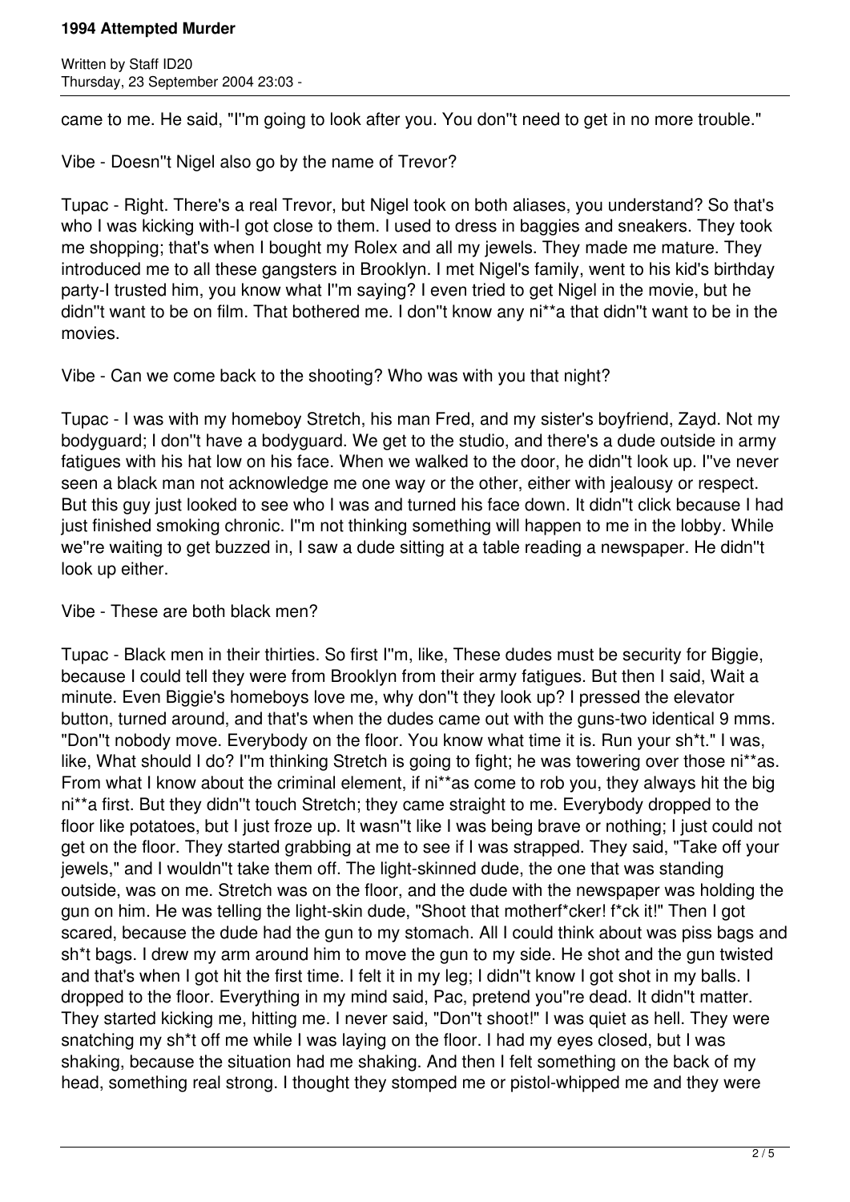came to me. He said, "I''m going to look after you. You don''t need to get in no more trouble."

Vibe - Doesn''t Nigel also go by the name of Trevor?

Tupac - Right. There's a real Trevor, but Nigel took on both aliases, you understand? So that's who I was kicking with-I got close to them. I used to dress in baggies and sneakers. They took me shopping; that's when I bought my Rolex and all my jewels. They made me mature. They introduced me to all these gangsters in Brooklyn. I met Nigel's family, went to his kid's birthday party-I trusted him, you know what I''m saying? I even tried to get Nigel in the movie, but he didn''t want to be on film. That bothered me. I don''t know any ni**a that didn''t want to be in the movies.

Vibe - Can we come back to the shooting? Who was with you that night?

Tupac - I was with my homeboy Stretch, his man Fred, and my sister's boyfriend, Zayd. Not my bodyguard; I don''t have a bodyguard. We get to the studio, and there's a dude outside in army fatigues with his hat low on his face. When we walked to the door, he didn''t look up. I''ve never seen a black man not acknowledge me one way or the other, either with jealousy or respect. But this guy just looked to see who I was and turned his face down. It didn''t click because I had just finished smoking chronic. I''m not thinking something will happen to me in the lobby. While we''re waiting to get buzzed in, I saw a dude sitting at a table reading a newspaper. He didn''t look up either.

Vibe - These are both black men?

Tupac - Black men in their thirties. So first I''m, like, These dudes must be security for Biggie, because I could tell they were from Brooklyn from their army fatigues. But then I said, Wait a minute. Even Biggie's homeboys love me, why don''t they look up? I pressed the elevator button, turned around, and that's when the dudes came out with the guns-two identical 9 mms. "Don''t nobody move. Everybody on the floor. You know what time it is. Run your sh*t." I was, like, What should I do? I''m thinking Stretch is going to fight; he was towering over those ni**as. From what I know about the criminal element, if ni**as come to rob you, they always hit the big ni**a first. But they didn''t touch Stretch; they came straight to me. Everybody dropped to the floor like potatoes, but I just froze up. It wasn''t like I was being brave or nothing; I just could not get on the floor. They started grabbing at me to see if I was strapped. They said, "Take off your jewels," and I wouldn''t take them off. The light-skinned dude, the one that was standing outside, was on me. Stretch was on the floor, and the dude with the newspaper was holding the gun on him. He was telling the light-skin dude, "Shoot that motherf*cker! f*ck it!" Then I got scared, because the dude had the gun to my stomach. All I could think about was piss bags and sh*t bags. I drew my arm around him to move the gun to my side. He shot and the gun twisted and that's when I got hit the first time. I felt it in my leg; I didn''t know I got shot in my balls. I dropped to the floor. Everything in my mind said, Pac, pretend you''re dead. It didn''t matter. They started kicking me, hitting me. I never said, "Don''t shoot!" I was quiet as hell. They were snatching my sh*t off me while I was laying on the floor. I had my eyes closed, but I was shaking, because the situation had me shaking. And then I felt something on the back of my head, something real strong. I thought they stomped me or pistol-whipped me and they were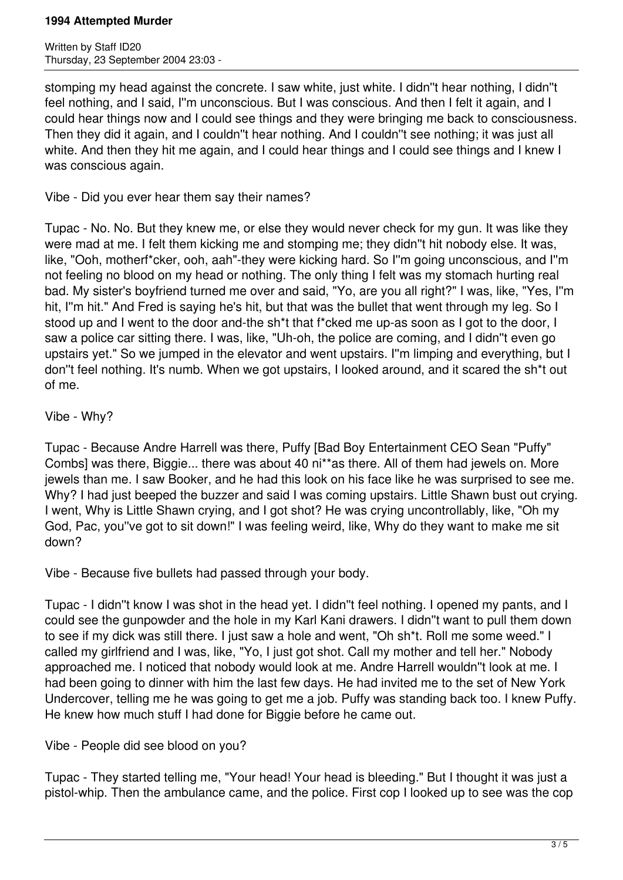stomping my head against the concrete. I saw white, just white. I didn''t hear nothing, I didn''t feel nothing, and I said, I''m unconscious. But I was conscious. And then I felt it again, and I could hear things now and I could see things and they were bringing me back to consciousness. Then they did it again, and I couldn''t hear nothing. And I couldn''t see nothing; it was just all white. And then they hit me again, and I could hear things and I could see things and I knew I was conscious again.

Vibe - Did you ever hear them say their names?

Tupac - No. No. But they knew me, or else they would never check for my gun. It was like they were mad at me. I felt them kicking me and stomping me; they didn''t hit nobody else. It was, like, "Ooh, motherf*cker, ooh, aah"-they were kicking hard. So I''m going unconscious, and I''m not feeling no blood on my head or nothing. The only thing I felt was my stomach hurting real bad. My sister's boyfriend turned me over and said, "Yo, are you all right?" I was, like, "Yes, I''m hit, I''m hit." And Fred is saying he's hit, but that was the bullet that went through my leg. So I stood up and I went to the door and-the sh*t that f*cked me up-as soon as I got to the door, I saw a police car sitting there. I was, like, "Uh-oh, the police are coming, and I didn''t even go upstairs yet." So we jumped in the elevator and went upstairs. I''m limping and everything, but I don''t feel nothing. It's numb. When we got upstairs, I looked around, and it scared the sh*t out of me.

Vibe - Why?

Tupac - Because Andre Harrell was there, Puffy [Bad Boy Entertainment CEO Sean "Puffy" Combs] was there, Biggie... there was about 40 ni**as there. All of them had jewels on. More jewels than me. I saw Booker, and he had this look on his face like he was surprised to see me. Why? I had just beeped the buzzer and said I was coming upstairs. Little Shawn bust out crying. I went, Why is Little Shawn crying, and I got shot? He was crying uncontrollably, like, "Oh my God, Pac, you''ve got to sit down!" I was feeling weird, like, Why do they want to make me sit down?

Vibe - Because five bullets had passed through your body.

Tupac - I didn''t know I was shot in the head yet. I didn''t feel nothing. I opened my pants, and I could see the gunpowder and the hole in my Karl Kani drawers. I didn''t want to pull them down to see if my dick was still there. I just saw a hole and went, "Oh sh*t. Roll me some weed." I called my girlfriend and I was, like, "Yo, I just got shot. Call my mother and tell her." Nobody approached me. I noticed that nobody would look at me. Andre Harrell wouldn''t look at me. I had been going to dinner with him the last few days. He had invited me to the set of New York Undercover, telling me he was going to get me a job. Puffy was standing back too. I knew Puffy. He knew how much stuff I had done for Biggie before he came out.

Vibe - People did see blood on you?

Tupac - They started telling me, "Your head! Your head is bleeding." But I thought it was just a pistol-whip. Then the ambulance came, and the police. First cop I looked up to see was the cop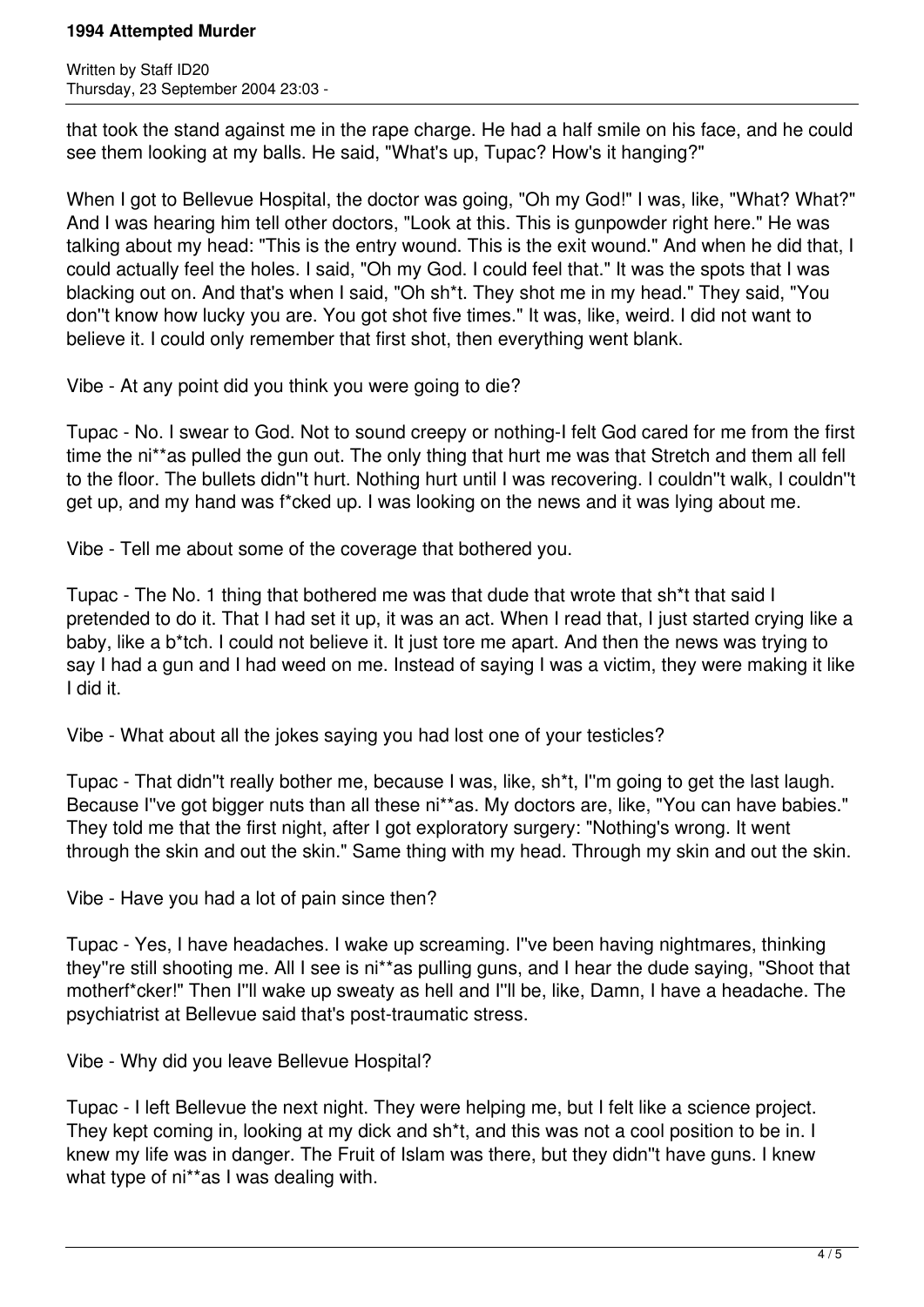that took the stand against me in the rape charge. He had a half smile on his face, and he could see them looking at my balls. He said, "What's up, Tupac? How's it hanging?"

When I got to Bellevue Hospital, the doctor was going, "Oh my God!" I was, like, "What? What?" And I was hearing him tell other doctors, "Look at this. This is gunpowder right here." He was talking about my head: "This is the entry wound. This is the exit wound." And when he did that, I could actually feel the holes. I said, "Oh my God. I could feel that." It was the spots that I was blacking out on. And that's when I said, "Oh sh*t. They shot me in my head." They said, "You don''t know how lucky you are. You got shot five times." It was, like, weird. I did not want to believe it. I could only remember that first shot, then everything went blank.

Vibe - At any point did you think you were going to die?

Tupac - No. I swear to God. Not to sound creepy or nothing-I felt God cared for me from the first time the ni**as pulled the gun out. The only thing that hurt me was that Stretch and them all fell to the floor. The bullets didn''t hurt. Nothing hurt until I was recovering. I couldn''t walk, I couldn''t get up, and my hand was f*cked up. I was looking on the news and it was lying about me.

Vibe - Tell me about some of the coverage that bothered you.

Tupac - The No. 1 thing that bothered me was that dude that wrote that sh*t that said I pretended to do it. That I had set it up, it was an act. When I read that, I just started crying like a baby, like a b*tch. I could not believe it. It just tore me apart. And then the news was trying to say I had a gun and I had weed on me. Instead of saying I was a victim, they were making it like I did it.

Vibe - What about all the jokes saying you had lost one of your testicles?

Tupac - That didn''t really bother me, because I was, like, sh*t, I''m going to get the last laugh. Because I''ve got bigger nuts than all these ni**as. My doctors are, like, "You can have babies." They told me that the first night, after I got exploratory surgery: "Nothing's wrong. It went through the skin and out the skin." Same thing with my head. Through my skin and out the skin.

Vibe - Have you had a lot of pain since then?

Tupac - Yes, I have headaches. I wake up screaming. I''ve been having nightmares, thinking they''re still shooting me. All I see is ni**as pulling guns, and I hear the dude saying, "Shoot that motherf*cker!" Then I''ll wake up sweaty as hell and I''ll be, like, Damn, I have a headache. The psychiatrist at Bellevue said that's post-traumatic stress.

Vibe - Why did you leave Bellevue Hospital?

Tupac - I left Bellevue the next night. They were helping me, but I felt like a science project. They kept coming in, looking at my dick and sh*t, and this was not a cool position to be in. I knew my life was in danger. The Fruit of Islam was there, but they didn''t have guns. I knew what type of ni**as I was dealing with.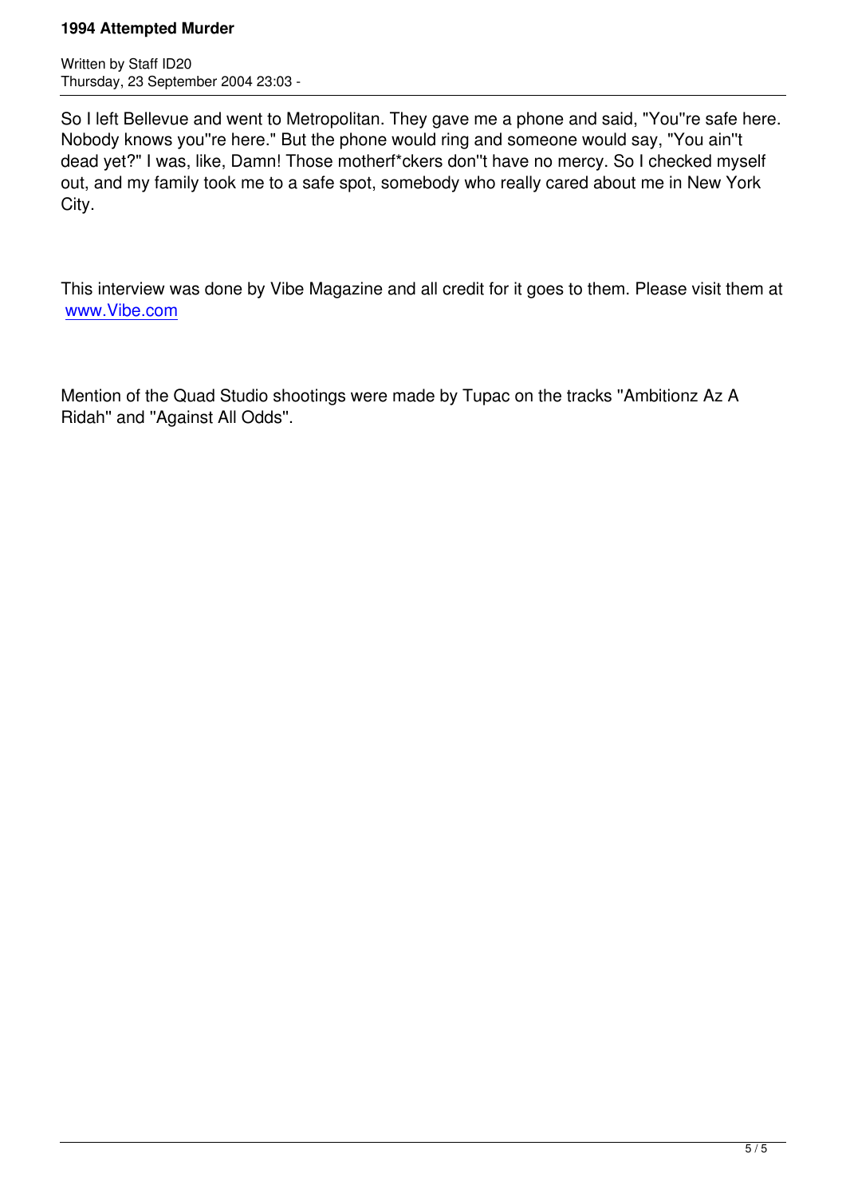So I left Bellevue and went to Metropolitan. They gave me a phone and said, "You''re safe here. Nobody knows you''re here." But the phone would ring and someone would say, "You ain''t dead yet?" I was, like, Damn! Those motherf*ckers don''t have no mercy. So I checked myself out, and my family took me to a safe spot, somebody who really cared about me in New York City.

This interview was done by Vibe Magazine and all credit for it goes to them. Please visit them at www.Vibe.com

Mention of the Quad Studio shootings were made by Tupac on the tracks ''Ambitionz Az A Ridah'' and ''Against All Odds''.